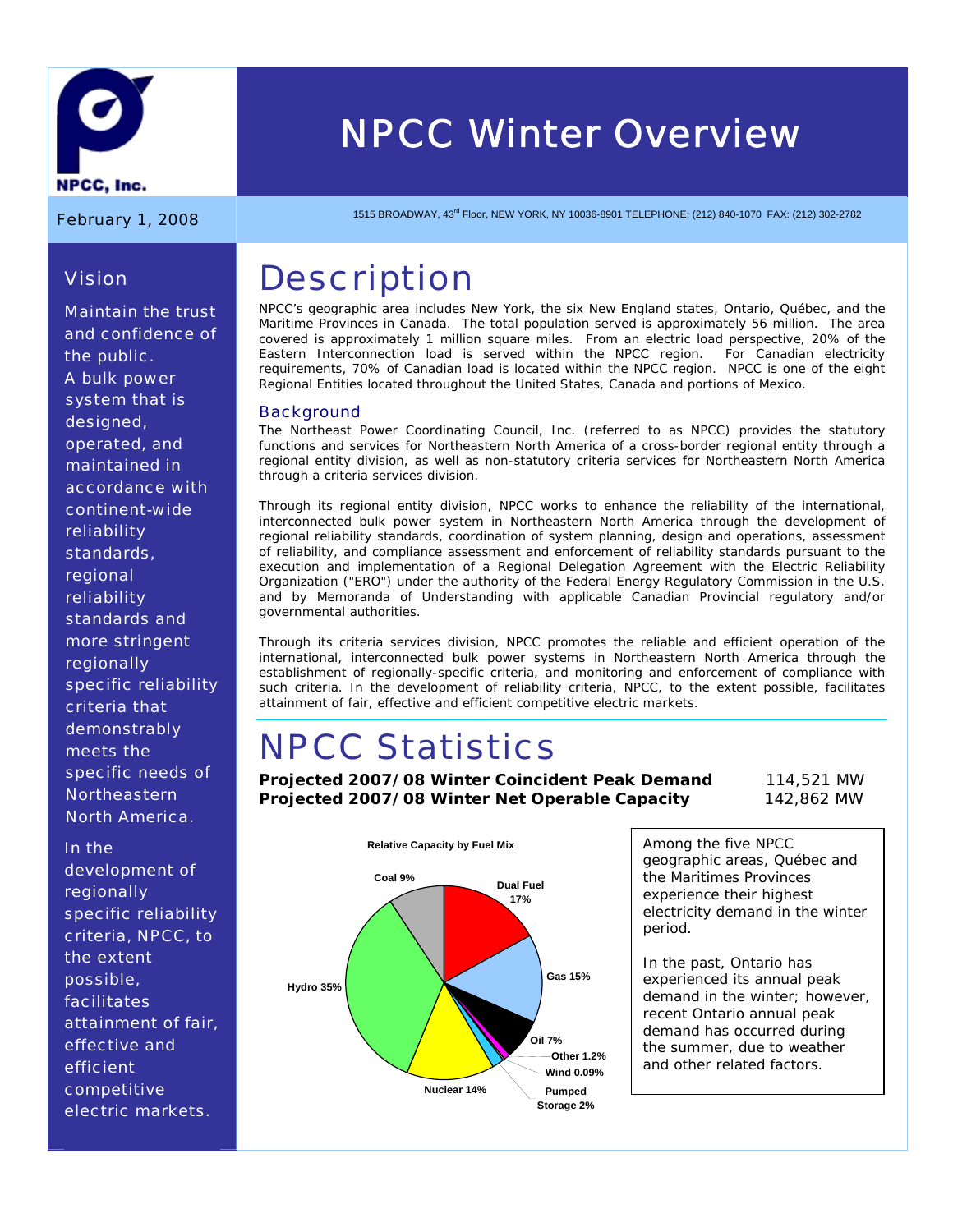NPCC, Inc.

# NPCC Winter Overview

February 1, 2008

1515 BROADWAY, 43rd Floor, NEW YORK, NY 10036-8901 TELEPHONE: (212) 840-1070 FAX: (212) 302-2782

## Vision

Maintain the trust and confidence of the public.

A bulk power system that is designed, operated, and maintained in accordance with continent-wide reliability standards, regional reliability standards and more stringent regionally specific reliability criteria that demonstrably meets the specific needs of Northeastern North America.

In the development of regionally specific reliability criteria, NPCC, to the extent possible, facilitates attainment of fair, effective and efficient competitive electric markets.

# Description

NPCC's geographic area includes New York, the six New England states, Ontario, Québec, and the Maritime Provinces in Canada. The total population served is approximately 56 million. The area covered is approximately 1 million square miles. From an electric load perspective, 20% of the Eastern Interconnection load is served within the NPCC region. For Canadian electricity requirements, 70% of Canadian load is located within the NPCC region. NPCC is one of the eight Regional Entities located throughout the United States, Canada and portions of Mexico.

### Background

The Northeast Power Coordinating Council, Inc. (referred to as NPCC) provides the statutory functions and services for Northeastern North America of a cross-border regional entity through a regional entity division, as well as non-statutory criteria services for Northeastern North America through a criteria services division.

Through its regional entity division, NPCC works to enhance the reliability of the international, interconnected bulk power system in Northeastern North America through the development of regional reliability standards, coordination of system planning, design and operations, assessment of reliability, and compliance assessment and enforcement of reliability standards pursuant to the execution and implementation of a Regional Delegation Agreement with the Electric Reliability Organization ("ERO") under the authority of the Federal Energy Regulatory Commission in the U.S. and by Memoranda of Understanding with applicable Canadian Provincial regulatory and/or governmental authorities.

Through its criteria services division, NPCC promotes the reliable and efficient operation of the international, interconnected bulk power systems in Northeastern North America through the establishment of regionally-specific criteria, and monitoring and enforcement of compliance with such criteria. In the development of reliability criteria, NPCC, to the extent possible, facilitates attainment of fair, effective and efficient competitive electric markets.

# NPCC Statistics

| | |
|---|---|
| **Projected 2007/08 Winter Coincident Peak Demand** | 114,521 MW |
| **Projected 2007/08 Winter Net Operable Capacity** | 142,862 MW |

**Relative Capacity by Fuel Mix**

| Fuel | Share |
|---|---|
| Dual Fuel | 17% |
| Gas | 15% |
| Oil | 7% |
| Other | 1.2% |
| Wind | 0.09% |
| Pumped Storage | 2% |
| Nuclear | 14% |
| Hydro | 35% |
| Coal | 9% |

Among the five NPCC geographic areas, Québec and the Maritimes Provinces experience their highest electricity demand in the winter period.

In the past, Ontario has experienced its annual peak demand in the winter; however, recent Ontario annual peak demand has occurred during the summer, due to weather and other related factors.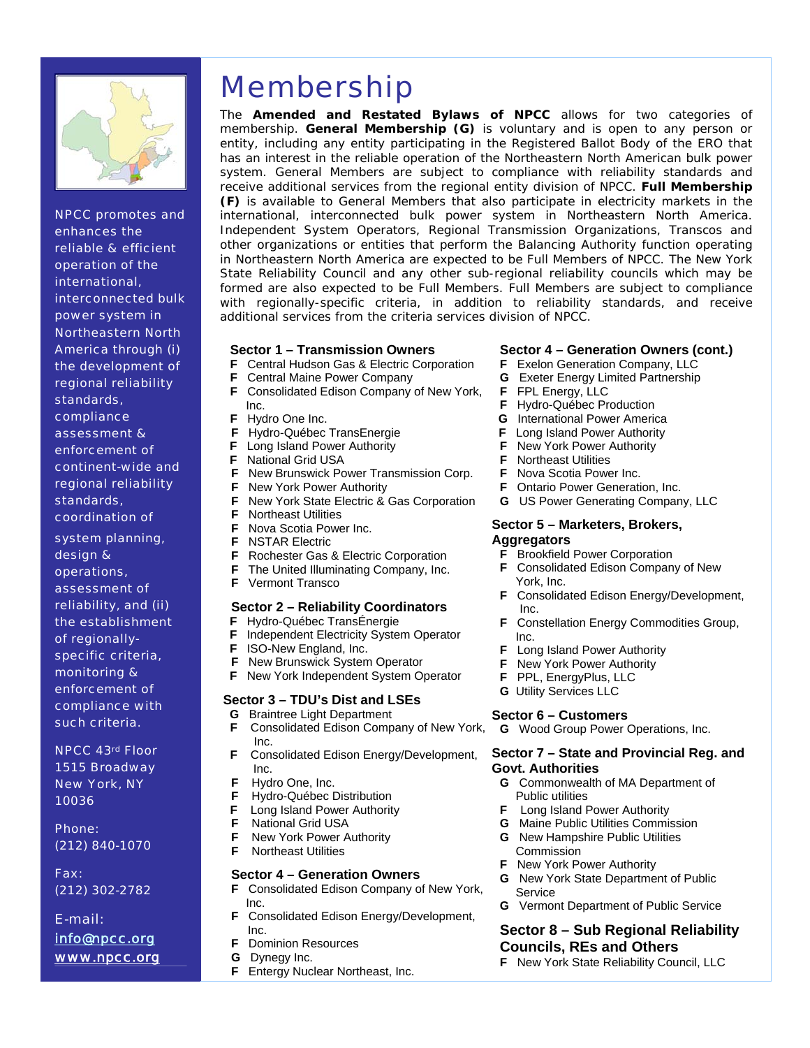NPCC promotes and enhances the reliable & efficient operation of the international, interconnected bulk power system in Northeastern North America through (i) the development of regional reliability standards, compliance assessment & enforcement of continent-wide and regional reliability standards, coordination of system planning, design & operations, assessment of reliability, and (ii) the establishment of regionally-specific criteria, monitoring & enforcement of compliance with such criteria.

NPCC 43rd Floor
1515 Broadway
New York, NY
10036

Phone:
(212) 840-1070

Fax:
(212) 302-2782

E-mail:
info@npcc.org
www.npcc.org

# Membership

The **Amended and Restated Bylaws of NPCC** allows for two categories of membership. **General Membership (G)** is voluntary and is open to any person or entity, including any entity participating in the Registered Ballot Body of the ERO that has an interest in the reliable operation of the Northeastern North American bulk power system. General Members are subject to compliance with reliability standards and receive additional services from the regional entity division of NPCC. **Full Membership (F)** is available to General Members that also participate in electricity markets in the international, interconnected bulk power system in Northeastern North America. Independent System Operators, Regional Transmission Organizations, Transcos and other organizations or entities that perform the Balancing Authority function operating in Northeastern North America are expected to be Full Members of NPCC. The New York State Reliability Council and any other sub-regional reliability councils which may be formed are also expected to be Full Members. Full Members are subject to compliance with regionally-specific criteria, in addition to reliability standards, and receive additional services from the criteria services division of NPCC.

### Sector 1 – Transmission Owners

- **F** Central Hudson Gas & Electric Corporation
- **F** Central Maine Power Company
- **F** Consolidated Edison Company of New York, Inc.
- **F** Hydro One Inc.
- **F** Hydro-Québec TransEnergie
- **F** Long Island Power Authority
- **F** National Grid USA
- **F** New Brunswick Power Transmission Corp.
- **F** New York Power Authority
- **F** New York State Electric & Gas Corporation
- **F** Northeast Utilities
- **F** Nova Scotia Power Inc.
- **F** NSTAR Electric
- **F** Rochester Gas & Electric Corporation
- **F** The United Illuminating Company, Inc.
- **F** Vermont Transco

### Sector 2 – Reliability Coordinators

- **F** Hydro-Québec TransÉnergie
- **F** Independent Electricity System Operator
- **F** ISO-New England, Inc.
- **F** New Brunswick System Operator
- **F** New York Independent System Operator

### Sector 3 – TDU's Dist and LSEs

- **G** Braintree Light Department
- **F** Consolidated Edison Company of New York, Inc.
- **F** Consolidated Edison Energy/Development, Inc.
- **F** Hydro One, Inc.
- **F** Hydro-Québec Distribution
- **F** Long Island Power Authority
- **F** National Grid USA
- **F** New York Power Authority
- **F** Northeast Utilities

### Sector 4 – Generation Owners

- **F** Consolidated Edison Company of New York, Inc.
- **F** Consolidated Edison Energy/Development, Inc.
- **F** Dominion Resources
- **G** Dynegy Inc.
- **F** Entergy Nuclear Northeast, Inc.

### Sector 4 – Generation Owners (cont.)

- **F** Exelon Generation Company, LLC
- **G** Exeter Energy Limited Partnership
- **F** FPL Energy, LLC
- **F** Hydro-Québec Production
- **G** International Power America
- **F** Long Island Power Authority
- **F** New York Power Authority
- **F** Northeast Utilities
- **F** Nova Scotia Power Inc.
- **F** Ontario Power Generation, Inc.
- **G** US Power Generating Company, LLC

### Sector 5 – Marketers, Brokers, Aggregators

- **F** Brookfield Power Corporation
- **F** Consolidated Edison Company of New York, Inc.
- **F** Consolidated Edison Energy/Development, Inc.
- **F** Constellation Energy Commodities Group, Inc.
- **F** Long Island Power Authority
- **F** New York Power Authority
- **F** PPL, EnergyPlus, LLC
- **G** Utility Services LLC

### Sector 6 – Customers

- **G** Wood Group Power Operations, Inc.

### Sector 7 – State and Provincial Reg. and Govt. Authorities

- **G** Commonwealth of MA Department of Public utilities
- **F** Long Island Power Authority
- **G** Maine Public Utilities Commission
- **G** New Hampshire Public Utilities Commission
- **F** New York Power Authority
- **G** New York State Department of Public Service
- **G** Vermont Department of Public Service

### Sector 8 – Sub Regional Reliability Councils, REs and Others

- **F** New York State Reliability Council, LLC